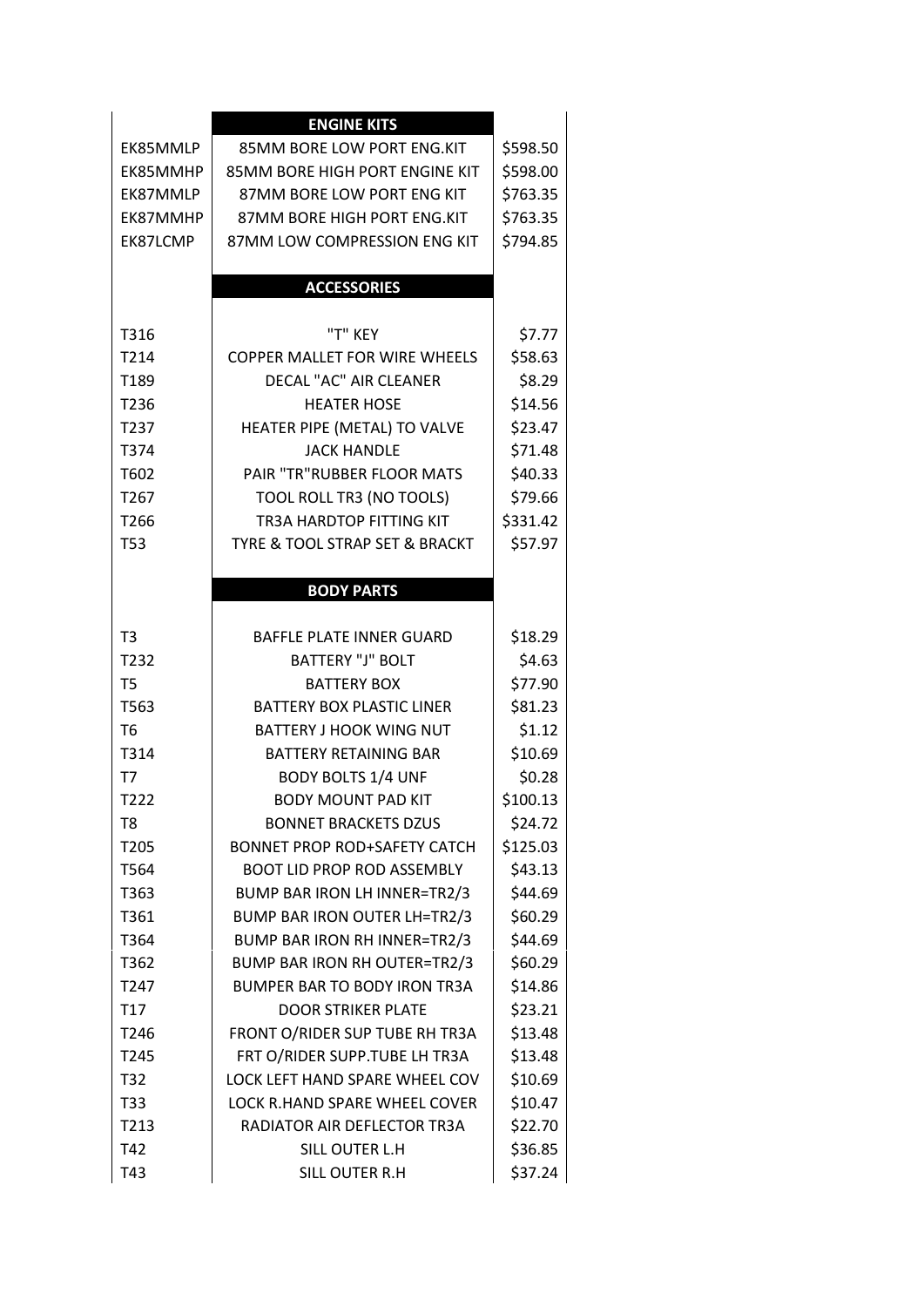| | ENGINE KITS | |
|---|---|---|
| EK85MMLP | 85MM BORE LOW PORT ENG.KIT | $598.50 |
| EK85MMHP | 85MM BORE HIGH PORT ENGINE KIT | $598.00 |
| EK87MMLP | 87MM BORE LOW PORT ENG KIT | $763.35 |
| EK87MMHP | 87MM BORE HIGH PORT ENG.KIT | $763.35 |
| EK87LCMP | 87MM LOW COMPRESSION ENG KIT | $794.85 |
| | | |
| | **ACCESSORIES** | |
| | | |
| T316 | "T" KEY | $7.77 |
| T214 | COPPER MALLET FOR WIRE WHEELS | $58.63 |
| T189 | DECAL "AC" AIR CLEANER | $8.29 |
| T236 | HEATER HOSE | $14.56 |
| T237 | HEATER PIPE (METAL) TO VALVE | $23.47 |
| T374 | JACK HANDLE | $71.48 |
| T602 | PAIR "TR"RUBBER FLOOR MATS | $40.33 |
| T267 | TOOL ROLL TR3 (NO TOOLS) | $79.66 |
| T266 | TR3A HARDTOP FITTING KIT | $331.42 |
| T53 | TYRE & TOOL STRAP SET & BRACKT | $57.97 |
| | | |
| | **BODY PARTS** | |
| | | |
| T3 | BAFFLE PLATE INNER GUARD | $18.29 |
| T232 | BATTERY "J" BOLT | $4.63 |
| T5 | BATTERY BOX | $77.90 |
| T563 | BATTERY BOX PLASTIC LINER | $81.23 |
| T6 | BATTERY J HOOK WING NUT | $1.12 |
| T314 | BATTERY RETAINING BAR | $10.69 |
| T7 | BODY BOLTS 1/4 UNF | $0.28 |
| T222 | BODY MOUNT PAD KIT | $100.13 |
| T8 | BONNET BRACKETS DZUS | $24.72 |
| T205 | BONNET PROP ROD+SAFETY CATCH | $125.03 |
| T564 | BOOT LID PROP ROD ASSEMBLY | $43.13 |
| T363 | BUMP BAR IRON LH INNER=TR2/3 | $44.69 |
| T361 | BUMP BAR IRON OUTER LH=TR2/3 | $60.29 |
| T364 | BUMP BAR IRON RH INNER=TR2/3 | $44.69 |
| T362 | BUMP BAR IRON RH OUTER=TR2/3 | $60.29 |
| T247 | BUMPER BAR TO BODY IRON TR3A | $14.86 |
| T17 | DOOR STRIKER PLATE | $23.21 |
| T246 | FRONT O/RIDER SUP TUBE RH TR3A | $13.48 |
| T245 | FRT O/RIDER SUPP.TUBE LH TR3A | $13.48 |
| T32 | LOCK LEFT HAND SPARE WHEEL COV | $10.69 |
| T33 | LOCK R.HAND SPARE WHEEL COVER | $10.47 |
| T213 | RADIATOR AIR DEFLECTOR TR3A | $22.70 |
| T42 | SILL OUTER L.H | $36.85 |
| T43 | SILL OUTER R.H | $37.24 |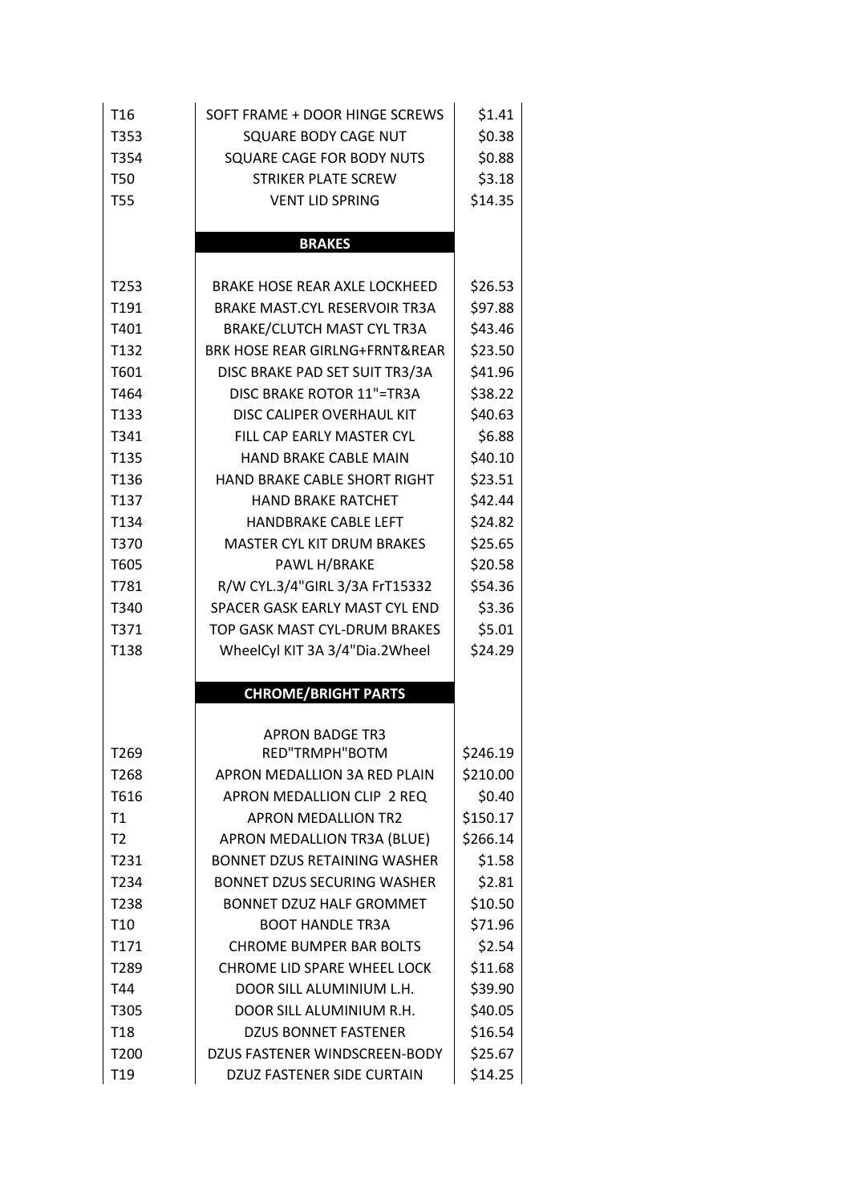| | | |
|---|---|---|
| T16 | SOFT FRAME + DOOR HINGE SCREWS | $1.41 |
| T353 | SQUARE BODY CAGE NUT | $0.38 |
| T354 | SQUARE CAGE FOR BODY NUTS | $0.88 |
| T50 | STRIKER PLATE SCREW | $3.18 |
| T55 | VENT LID SPRING | $14.35 |
| | **BRAKES** | |
| T253 | BRAKE HOSE REAR AXLE LOCKHEED | $26.53 |
| T191 | BRAKE MAST.CYL RESERVOIR TR3A | $97.88 |
| T401 | BRAKE/CLUTCH MAST CYL TR3A | $43.46 |
| T132 | BRK HOSE REAR GIRLNG+FRNT&REAR | $23.50 |
| T601 | DISC BRAKE PAD SET SUIT TR3/3A | $41.96 |
| T464 | DISC BRAKE ROTOR 11"=TR3A | $38.22 |
| T133 | DISC CALIPER OVERHAUL KIT | $40.63 |
| T341 | FILL CAP EARLY MASTER CYL | $6.88 |
| T135 | HAND BRAKE CABLE MAIN | $40.10 |
| T136 | HAND BRAKE CABLE SHORT RIGHT | $23.51 |
| T137 | HAND BRAKE RATCHET | $42.44 |
| T134 | HANDBRAKE CABLE LEFT | $24.82 |
| T370 | MASTER CYL KIT DRUM BRAKES | $25.65 |
| T605 | PAWL H/BRAKE | $20.58 |
| T781 | R/W CYL.3/4"GIRL 3/3A FrT15332 | $54.36 |
| T340 | SPACER GASK EARLY MAST CYL END | $3.36 |
| T371 | TOP GASK MAST CYL-DRUM BRAKES | $5.01 |
| T138 | WheelCyl KIT 3A 3/4"Dia.2Wheel | $24.29 |
| | **CHROME/BRIGHT PARTS** | |
| T269 | APRON BADGE TR3 RED"TRMPH"BOTM | $246.19 |
| T268 | APRON MEDALLION 3A RED PLAIN | $210.00 |
| T616 | APRON MEDALLION CLIP 2 REQ | $0.40 |
| T1 | APRON MEDALLION TR2 | $150.17 |
| T2 | APRON MEDALLION TR3A (BLUE) | $266.14 |
| T231 | BONNET DZUS RETAINING WASHER | $1.58 |
| T234 | BONNET DZUS SECURING WASHER | $2.81 |
| T238 | BONNET DZUZ HALF GROMMET | $10.50 |
| T10 | BOOT HANDLE TR3A | $71.96 |
| T171 | CHROME BUMPER BAR BOLTS | $2.54 |
| T289 | CHROME LID SPARE WHEEL LOCK | $11.68 |
| T44 | DOOR SILL ALUMINIUM L.H. | $39.90 |
| T305 | DOOR SILL ALUMINIUM R.H. | $40.05 |
| T18 | DZUS BONNET FASTENER | $16.54 |
| T200 | DZUS FASTENER WINDSCREEN-BODY | $25.67 |
| T19 | DZUZ FASTENER SIDE CURTAIN | $14.25 |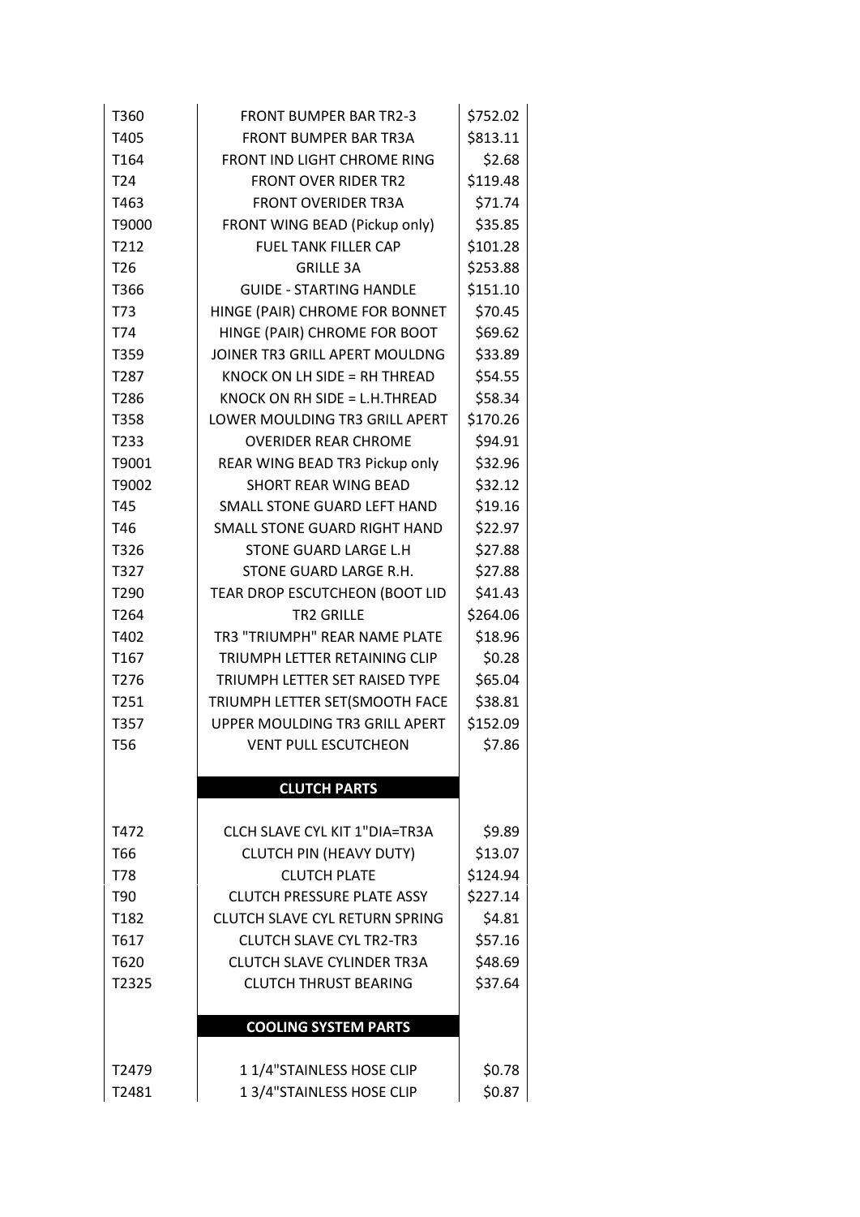| | | |
|---|---|---|
| T360 | FRONT BUMPER BAR TR2-3 | $752.02 |
| T405 | FRONT BUMPER BAR TR3A | $813.11 |
| T164 | FRONT IND LIGHT CHROME RING | $2.68 |
| T24 | FRONT OVER RIDER TR2 | $119.48 |
| T463 | FRONT OVERIDER TR3A | $71.74 |
| T9000 | FRONT WING BEAD (Pickup only) | $35.85 |
| T212 | FUEL TANK FILLER CAP | $101.28 |
| T26 | GRILLE 3A | $253.88 |
| T366 | GUIDE - STARTING HANDLE | $151.10 |
| T73 | HINGE (PAIR) CHROME FOR BONNET | $70.45 |
| T74 | HINGE (PAIR) CHROME FOR BOOT | $69.62 |
| T359 | JOINER TR3 GRILL APERT MOULDNG | $33.89 |
| T287 | KNOCK ON LH SIDE = RH THREAD | $54.55 |
| T286 | KNOCK ON RH SIDE = L.H.THREAD | $58.34 |
| T358 | LOWER MOULDING TR3 GRILL APERT | $170.26 |
| T233 | OVERIDER REAR CHROME | $94.91 |
| T9001 | REAR WING BEAD TR3 Pickup only | $32.96 |
| T9002 | SHORT REAR WING BEAD | $32.12 |
| T45 | SMALL STONE GUARD LEFT HAND | $19.16 |
| T46 | SMALL STONE GUARD RIGHT HAND | $22.97 |
| T326 | STONE GUARD LARGE L.H | $27.88 |
| T327 | STONE GUARD LARGE R.H. | $27.88 |
| T290 | TEAR DROP ESCUTCHEON (BOOT LID | $41.43 |
| T264 | TR2 GRILLE | $264.06 |
| T402 | TR3 "TRIUMPH" REAR NAME PLATE | $18.96 |
| T167 | TRIUMPH LETTER RETAINING CLIP | $0.28 |
| T276 | TRIUMPH LETTER SET RAISED TYPE | $65.04 |
| T251 | TRIUMPH LETTER SET(SMOOTH FACE | $38.81 |
| T357 | UPPER MOULDING TR3 GRILL APERT | $152.09 |
| T56 | VENT PULL ESCUTCHEON | $7.86 |
| | **CLUTCH PARTS** | |
| T472 | CLCH SLAVE CYL KIT 1"DIA=TR3A | $9.89 |
| T66 | CLUTCH PIN (HEAVY DUTY) | $13.07 |
| T78 | CLUTCH PLATE | $124.94 |
| T90 | CLUTCH PRESSURE PLATE ASSY | $227.14 |
| T182 | CLUTCH SLAVE CYL RETURN SPRING | $4.81 |
| T617 | CLUTCH SLAVE CYL TR2-TR3 | $57.16 |
| T620 | CLUTCH SLAVE CYLINDER TR3A | $48.69 |
| T2325 | CLUTCH THRUST BEARING | $37.64 |
| | **COOLING SYSTEM PARTS** | |
| T2479 | 1 1/4"STAINLESS HOSE CLIP | $0.78 |
| T2481 | 1 3/4"STAINLESS HOSE CLIP | $0.87 |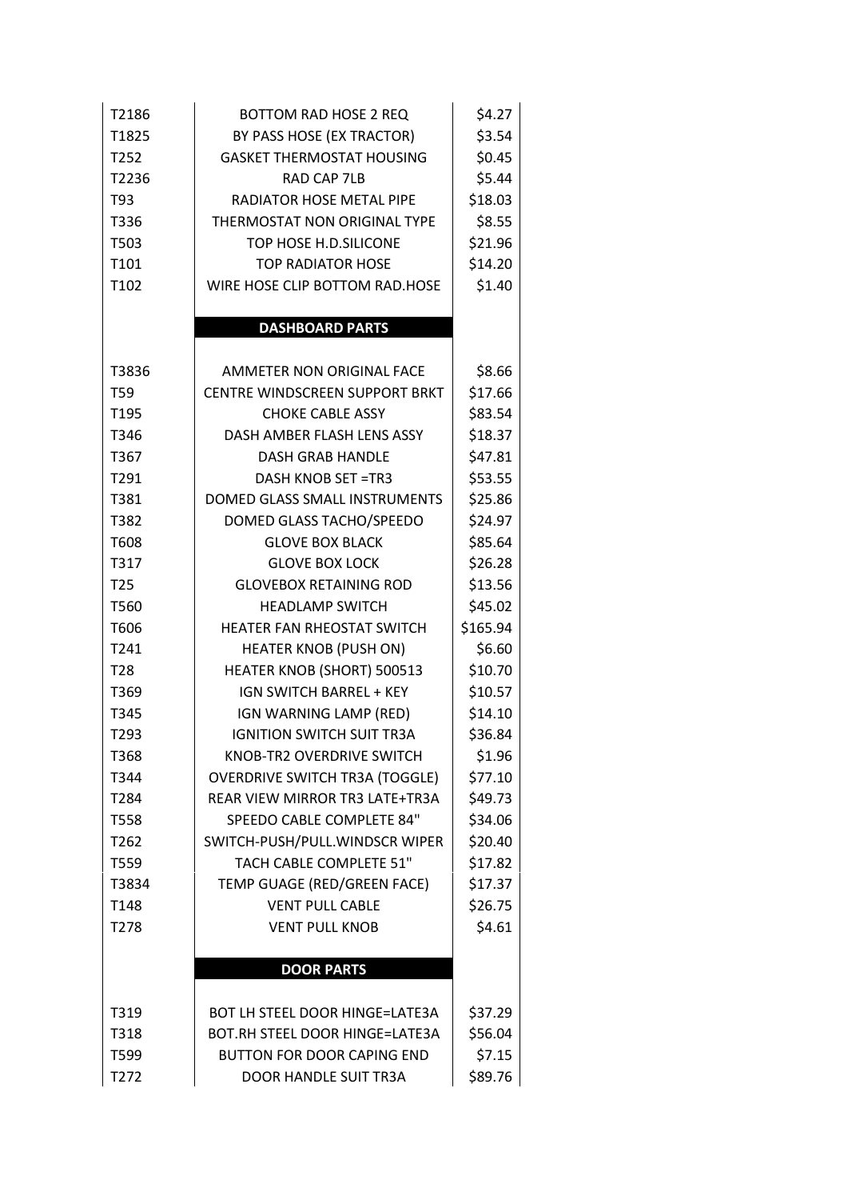| | | |
|---|---|---|
| T2186 | BOTTOM RAD HOSE 2 REQ | $4.27 |
| T1825 | BY PASS HOSE (EX TRACTOR) | $3.54 |
| T252 | GASKET THERMOSTAT HOUSING | $0.45 |
| T2236 | RAD CAP 7LB | $5.44 |
| T93 | RADIATOR HOSE METAL PIPE | $18.03 |
| T336 | THERMOSTAT NON ORIGINAL TYPE | $8.55 |
| T503 | TOP HOSE H.D.SILICONE | $21.96 |
| T101 | TOP RADIATOR HOSE | $14.20 |
| T102 | WIRE HOSE CLIP BOTTOM RAD.HOSE | $1.40 |
| | **DASHBOARD PARTS** | |
| T3836 | AMMETER NON ORIGINAL FACE | $8.66 |
| T59 | CENTRE WINDSCREEN SUPPORT BRKT | $17.66 |
| T195 | CHOKE CABLE ASSY | $83.54 |
| T346 | DASH AMBER FLASH LENS ASSY | $18.37 |
| T367 | DASH GRAB HANDLE | $47.81 |
| T291 | DASH KNOB SET =TR3 | $53.55 |
| T381 | DOMED GLASS SMALL INSTRUMENTS | $25.86 |
| T382 | DOMED GLASS TACHO/SPEEDO | $24.97 |
| T608 | GLOVE BOX BLACK | $85.64 |
| T317 | GLOVE BOX LOCK | $26.28 |
| T25 | GLOVEBOX RETAINING ROD | $13.56 |
| T560 | HEADLAMP SWITCH | $45.02 |
| T606 | HEATER FAN RHEOSTAT SWITCH | $165.94 |
| T241 | HEATER KNOB (PUSH ON) | $6.60 |
| T28 | HEATER KNOB (SHORT) 500513 | $10.70 |
| T369 | IGN SWITCH BARREL + KEY | $10.57 |
| T345 | IGN WARNING LAMP (RED) | $14.10 |
| T293 | IGNITION SWITCH SUIT TR3A | $36.84 |
| T368 | KNOB-TR2 OVERDRIVE SWITCH | $1.96 |
| T344 | OVERDRIVE SWITCH TR3A (TOGGLE) | $77.10 |
| T284 | REAR VIEW MIRROR TR3 LATE+TR3A | $49.73 |
| T558 | SPEEDO CABLE COMPLETE 84" | $34.06 |
| T262 | SWITCH-PUSH/PULL.WINDSCR WIPER | $20.40 |
| T559 | TACH CABLE COMPLETE 51" | $17.82 |
| T3834 | TEMP GUAGE (RED/GREEN FACE) | $17.37 |
| T148 | VENT PULL CABLE | $26.75 |
| T278 | VENT PULL KNOB | $4.61 |
| | **DOOR PARTS** | |
| T319 | BOT LH STEEL DOOR HINGE=LATE3A | $37.29 |
| T318 | BOT.RH STEEL DOOR HINGE=LATE3A | $56.04 |
| T599 | BUTTON FOR DOOR CAPING END | $7.15 |
| T272 | DOOR HANDLE SUIT TR3A | $89.76 |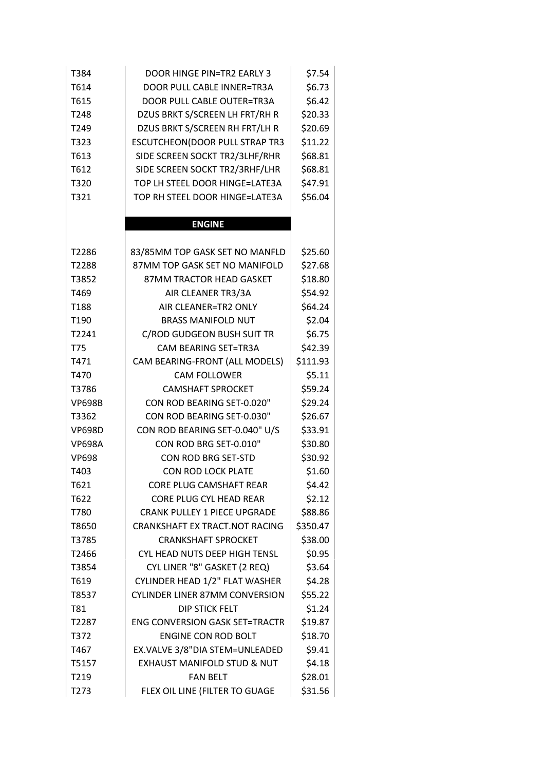| | | |
|---|---|---|
| T384 | DOOR HINGE PIN=TR2 EARLY 3 | $7.54 |
| T614 | DOOR PULL CABLE INNER=TR3A | $6.73 |
| T615 | DOOR PULL CABLE OUTER=TR3A | $6.42 |
| T248 | DZUS BRKT S/SCREEN LH FRT/RH R | $20.33 |
| T249 | DZUS BRKT S/SCREEN RH FRT/LH R | $20.69 |
| T323 | ESCUTCHEON(DOOR PULL STRAP TR3 | $11.22 |
| T613 | SIDE SCREEN SOCKT TR2/3LHF/RHR | $68.81 |
| T612 | SIDE SCREEN SOCKT TR2/3RHF/LHR | $68.81 |
| T320 | TOP LH STEEL DOOR HINGE=LATE3A | $47.91 |
| T321 | TOP RH STEEL DOOR HINGE=LATE3A | $56.04 |
| | **ENGINE** | |
| T2286 | 83/85MM TOP GASK SET NO MANFLD | $25.60 |
| T2288 | 87MM TOP GASK SET NO MANIFOLD | $27.68 |
| T3852 | 87MM TRACTOR HEAD GASKET | $18.80 |
| T469 | AIR CLEANER TR3/3A | $54.92 |
| T188 | AIR CLEANER=TR2 ONLY | $64.24 |
| T190 | BRASS MANIFOLD NUT | $2.04 |
| T2241 | C/ROD GUDGEON BUSH SUIT TR | $6.75 |
| T75 | CAM BEARING SET=TR3A | $42.39 |
| T471 | CAM BEARING-FRONT (ALL MODELS) | $111.93 |
| T470 | CAM FOLLOWER | $5.11 |
| T3786 | CAMSHAFT SPROCKET | $59.24 |
| VP698B | CON ROD BEARING SET-0.020" | $29.24 |
| T3362 | CON ROD BEARING SET-0.030" | $26.67 |
| VP698D | CON ROD BEARING SET-0.040" U/S | $33.91 |
| VP698A | CON ROD BRG SET-0.010" | $30.80 |
| VP698 | CON ROD BRG SET-STD | $30.92 |
| T403 | CON ROD LOCK PLATE | $1.60 |
| T621 | CORE PLUG CAMSHAFT REAR | $4.42 |
| T622 | CORE PLUG CYL HEAD REAR | $2.12 |
| T780 | CRANK PULLEY 1 PIECE UPGRADE | $88.86 |
| T8650 | CRANKSHAFT EX TRACT.NOT RACING | $350.47 |
| T3785 | CRANKSHAFT SPROCKET | $38.00 |
| T2466 | CYL HEAD NUTS DEEP HIGH TENSL | $0.95 |
| T3854 | CYL LINER "8" GASKET (2 REQ) | $3.64 |
| T619 | CYLINDER HEAD 1/2" FLAT WASHER | $4.28 |
| T8537 | CYLINDER LINER 87MM CONVERSION | $55.22 |
| T81 | DIP STICK FELT | $1.24 |
| T2287 | ENG CONVERSION GASK SET=TRACTR | $19.87 |
| T372 | ENGINE CON ROD BOLT | $18.70 |
| T467 | EX.VALVE 3/8"DIA STEM=UNLEADED | $9.41 |
| T5157 | EXHAUST MANIFOLD STUD & NUT | $4.18 |
| T219 | FAN BELT | $28.01 |
| T273 | FLEX OIL LINE (FILTER TO GUAGE | $31.56 |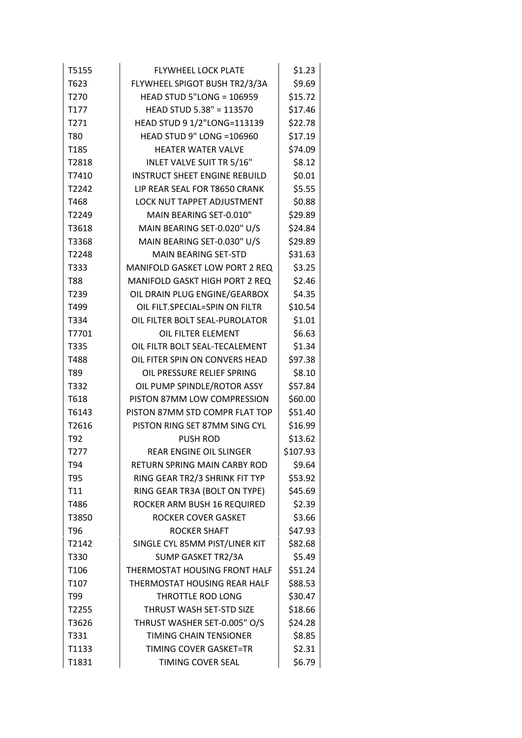| | | |
|---|---|---|
| T5155 | FLYWHEEL LOCK PLATE | $1.23 |
| T623 | FLYWHEEL SPIGOT BUSH TR2/3/3A | $9.69 |
| T270 | HEAD STUD 5"LONG = 106959 | $15.72 |
| T177 | HEAD STUD 5.38" = 113570 | $17.46 |
| T271 | HEAD STUD 9 1/2"LONG=113139 | $22.78 |
| T80 | HEAD STUD 9" LONG =106960 | $17.19 |
| T185 | HEATER WATER VALVE | $74.09 |
| T2818 | INLET VALVE SUIT TR 5/16" | $8.12 |
| T7410 | INSTRUCT SHEET ENGINE REBUILD | $0.01 |
| T2242 | LIP REAR SEAL FOR T8650 CRANK | $5.55 |
| T468 | LOCK NUT TAPPET ADJUSTMENT | $0.88 |
| T2249 | MAIN BEARING SET-0.010" | $29.89 |
| T3618 | MAIN BEARING SET-0.020" U/S | $24.84 |
| T3368 | MAIN BEARING SET-0.030" U/S | $29.89 |
| T2248 | MAIN BEARING SET-STD | $31.63 |
| T333 | MANIFOLD GASKET LOW PORT 2 REQ | $3.25 |
| T88 | MANIFOLD GASKT HIGH PORT 2 REQ | $2.46 |
| T239 | OIL DRAIN PLUG ENGINE/GEARBOX | $4.35 |
| T499 | OIL FILT.SPECIAL=SPIN ON FILTR | $10.54 |
| T334 | OIL FILTER BOLT SEAL-PUROLATOR | $1.01 |
| T7701 | OIL FILTER ELEMENT | $6.63 |
| T335 | OIL FILTR BOLT SEAL-TECALEMENT | $1.34 |
| T488 | OIL FITER SPIN ON CONVERS HEAD | $97.38 |
| T89 | OIL PRESSURE RELIEF SPRING | $8.10 |
| T332 | OIL PUMP SPINDLE/ROTOR ASSY | $57.84 |
| T618 | PISTON 87MM LOW COMPRESSION | $60.00 |
| T6143 | PISTON 87MM STD COMPR FLAT TOP | $51.40 |
| T2616 | PISTON RING SET 87MM SING CYL | $16.99 |
| T92 | PUSH ROD | $13.62 |
| T277 | REAR ENGINE OIL SLINGER | $107.93 |
| T94 | RETURN SPRING MAIN CARBY ROD | $9.64 |
| T95 | RING GEAR TR2/3 SHRINK FIT TYP | $53.92 |
| T11 | RING GEAR TR3A (BOLT ON TYPE) | $45.69 |
| T486 | ROCKER ARM BUSH 16 REQUIRED | $2.39 |
| T3850 | ROCKER COVER GASKET | $3.66 |
| T96 | ROCKER SHAFT | $47.93 |
| T2142 | SINGLE CYL 85MM PIST/LINER KIT | $82.68 |
| T330 | SUMP GASKET TR2/3A | $5.49 |
| T106 | THERMOSTAT HOUSING FRONT HALF | $51.24 |
| T107 | THERMOSTAT HOUSING REAR HALF | $88.53 |
| T99 | THROTTLE ROD LONG | $30.47 |
| T2255 | THRUST WASH SET-STD SIZE | $18.66 |
| T3626 | THRUST WASHER SET-0.005" O/S | $24.28 |
| T331 | TIMING CHAIN TENSIONER | $8.85 |
| T1133 | TIMING COVER GASKET=TR | $2.31 |
| T1831 | TIMING COVER SEAL | $6.79 |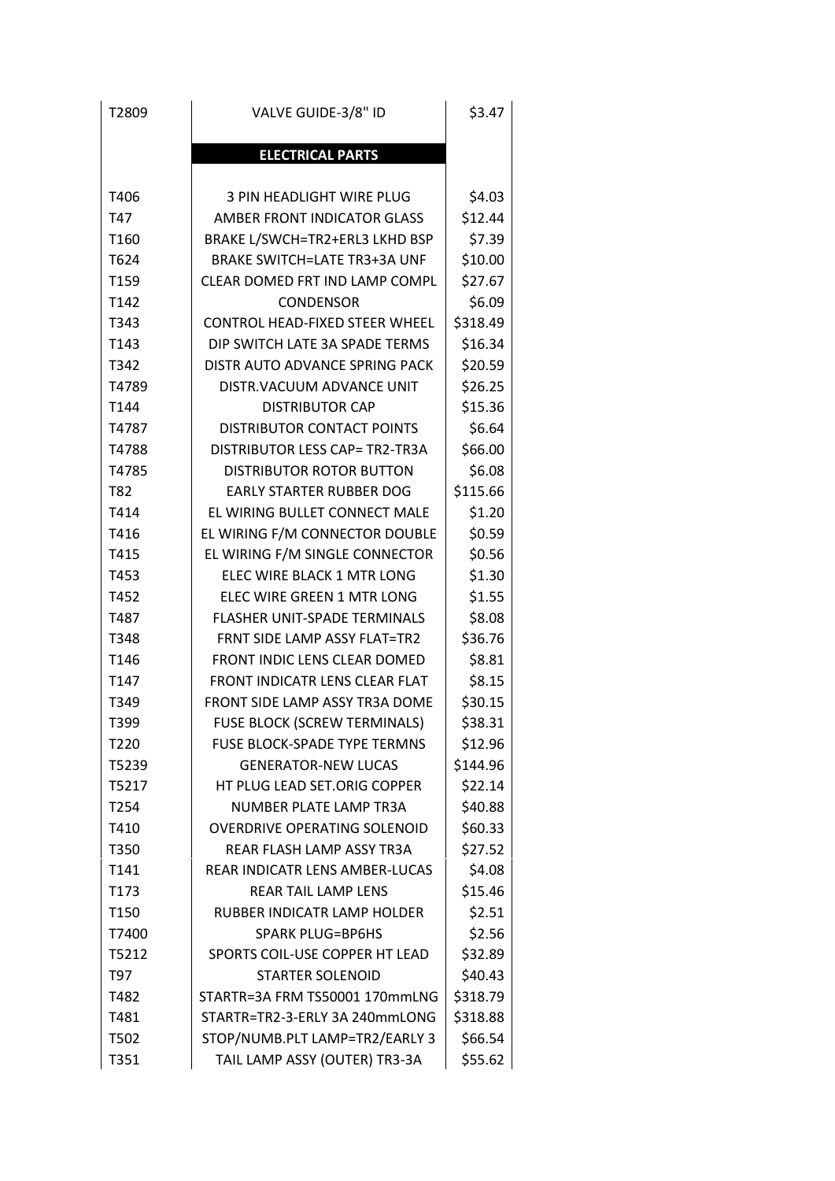| | | |
|---|---|---|
| T2809 | VALVE GUIDE-3/8" ID | $3.47 |
| | **ELECTRICAL PARTS** | |
| T406 | 3 PIN HEADLIGHT WIRE PLUG | $4.03 |
| T47 | AMBER FRONT INDICATOR GLASS | $12.44 |
| T160 | BRAKE L/SWCH=TR2+ERL3 LKHD BSP | $7.39 |
| T624 | BRAKE SWITCH=LATE TR3+3A UNF | $10.00 |
| T159 | CLEAR DOMED FRT IND LAMP COMPL | $27.67 |
| T142 | CONDENSOR | $6.09 |
| T343 | CONTROL HEAD-FIXED STEER WHEEL | $318.49 |
| T143 | DIP SWITCH LATE 3A SPADE TERMS | $16.34 |
| T342 | DISTR AUTO ADVANCE SPRING PACK | $20.59 |
| T4789 | DISTR.VACUUM ADVANCE UNIT | $26.25 |
| T144 | DISTRIBUTOR CAP | $15.36 |
| T4787 | DISTRIBUTOR CONTACT POINTS | $6.64 |
| T4788 | DISTRIBUTOR LESS CAP= TR2-TR3A | $66.00 |
| T4785 | DISTRIBUTOR ROTOR BUTTON | $6.08 |
| T82 | EARLY STARTER RUBBER DOG | $115.66 |
| T414 | EL WIRING BULLET CONNECT MALE | $1.20 |
| T416 | EL WIRING F/M CONNECTOR DOUBLE | $0.59 |
| T415 | EL WIRING F/M SINGLE CONNECTOR | $0.56 |
| T453 | ELEC WIRE BLACK 1 MTR LONG | $1.30 |
| T452 | ELEC WIRE GREEN 1 MTR LONG | $1.55 |
| T487 | FLASHER UNIT-SPADE TERMINALS | $8.08 |
| T348 | FRNT SIDE LAMP ASSY FLAT=TR2 | $36.76 |
| T146 | FRONT INDIC LENS CLEAR DOMED | $8.81 |
| T147 | FRONT INDICATR LENS CLEAR FLAT | $8.15 |
| T349 | FRONT SIDE LAMP ASSY TR3A DOME | $30.15 |
| T399 | FUSE BLOCK (SCREW TERMINALS) | $38.31 |
| T220 | FUSE BLOCK-SPADE TYPE TERMNS | $12.96 |
| T5239 | GENERATOR-NEW LUCAS | $144.96 |
| T5217 | HT PLUG LEAD SET.ORIG COPPER | $22.14 |
| T254 | NUMBER PLATE LAMP TR3A | $40.88 |
| T410 | OVERDRIVE OPERATING SOLENOID | $60.33 |
| T350 | REAR FLASH LAMP ASSY TR3A | $27.52 |
| T141 | REAR INDICATR LENS AMBER-LUCAS | $4.08 |
| T173 | REAR TAIL LAMP LENS | $15.46 |
| T150 | RUBBER INDICATR LAMP HOLDER | $2.51 |
| T7400 | SPARK PLUG=BP6HS | $2.56 |
| T5212 | SPORTS COIL-USE COPPER HT LEAD | $32.89 |
| T97 | STARTER SOLENOID | $40.43 |
| T482 | STARTR=3A FRM TS50001 170mmLNG | $318.79 |
| T481 | STARTR=TR2-3-ERLY 3A 240mmLONG | $318.88 |
| T502 | STOP/NUMB.PLT LAMP=TR2/EARLY 3 | $66.54 |
| T351 | TAIL LAMP ASSY (OUTER) TR3-3A | $55.62 |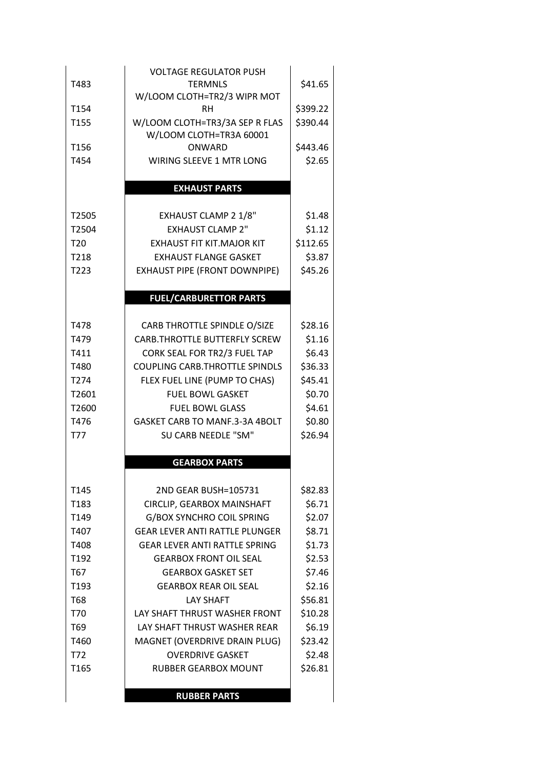| | | |
|---|---|---|
| T483 | VOLTAGE REGULATOR PUSH TERMNLS | $41.65 |
| T154 | W/LOOM CLOTH=TR2/3 WIPR MOT RH | $399.22 |
| T155 | W/LOOM CLOTH=TR3/3A SEP R FLAS | $390.44 |
| T156 | W/LOOM CLOTH=TR3A 60001 ONWARD | $443.46 |
| T454 | WIRING SLEEVE 1 MTR LONG | $2.65 |
| | **EXHAUST PARTS** | |
| T2505 | EXHAUST CLAMP 2 1/8" | $1.48 |
| T2504 | EXHAUST CLAMP 2" | $1.12 |
| T20 | EXHAUST FIT KIT.MAJOR KIT | $112.65 |
| T218 | EXHAUST FLANGE GASKET | $3.87 |
| T223 | EXHAUST PIPE (FRONT DOWNPIPE) | $45.26 |
| | **FUEL/CARBURETTOR PARTS** | |
| T478 | CARB THROTTLE SPINDLE O/SIZE | $28.16 |
| T479 | CARB.THROTTLE BUTTERFLY SCREW | $1.16 |
| T411 | CORK SEAL FOR TR2/3 FUEL TAP | $6.43 |
| T480 | COUPLING CARB.THROTTLE SPINDLS | $36.33 |
| T274 | FLEX FUEL LINE (PUMP TO CHAS) | $45.41 |
| T2601 | FUEL BOWL GASKET | $0.70 |
| T2600 | FUEL BOWL GLASS | $4.61 |
| T476 | GASKET CARB TO MANF.3-3A 4BOLT | $0.80 |
| T77 | SU CARB NEEDLE "SM" | $26.94 |
| | **GEARBOX PARTS** | |
| T145 | 2ND GEAR BUSH=105731 | $82.83 |
| T183 | CIRCLIP, GEARBOX MAINSHAFT | $6.71 |
| T149 | G/BOX SYNCHRO COIL SPRING | $2.07 |
| T407 | GEAR LEVER ANTI RATTLE PLUNGER | $8.71 |
| T408 | GEAR LEVER ANTI RATTLE SPRING | $1.73 |
| T192 | GEARBOX FRONT OIL SEAL | $2.53 |
| T67 | GEARBOX GASKET SET | $7.46 |
| T193 | GEARBOX REAR OIL SEAL | $2.16 |
| T68 | LAY SHAFT | $56.81 |
| T70 | LAY SHAFT THRUST WASHER FRONT | $10.28 |
| T69 | LAY SHAFT THRUST WASHER REAR | $6.19 |
| T460 | MAGNET (OVERDRIVE DRAIN PLUG) | $23.42 |
| T72 | OVERDRIVE GASKET | $2.48 |
| T165 | RUBBER GEARBOX MOUNT | $26.81 |
| | **RUBBER PARTS** | |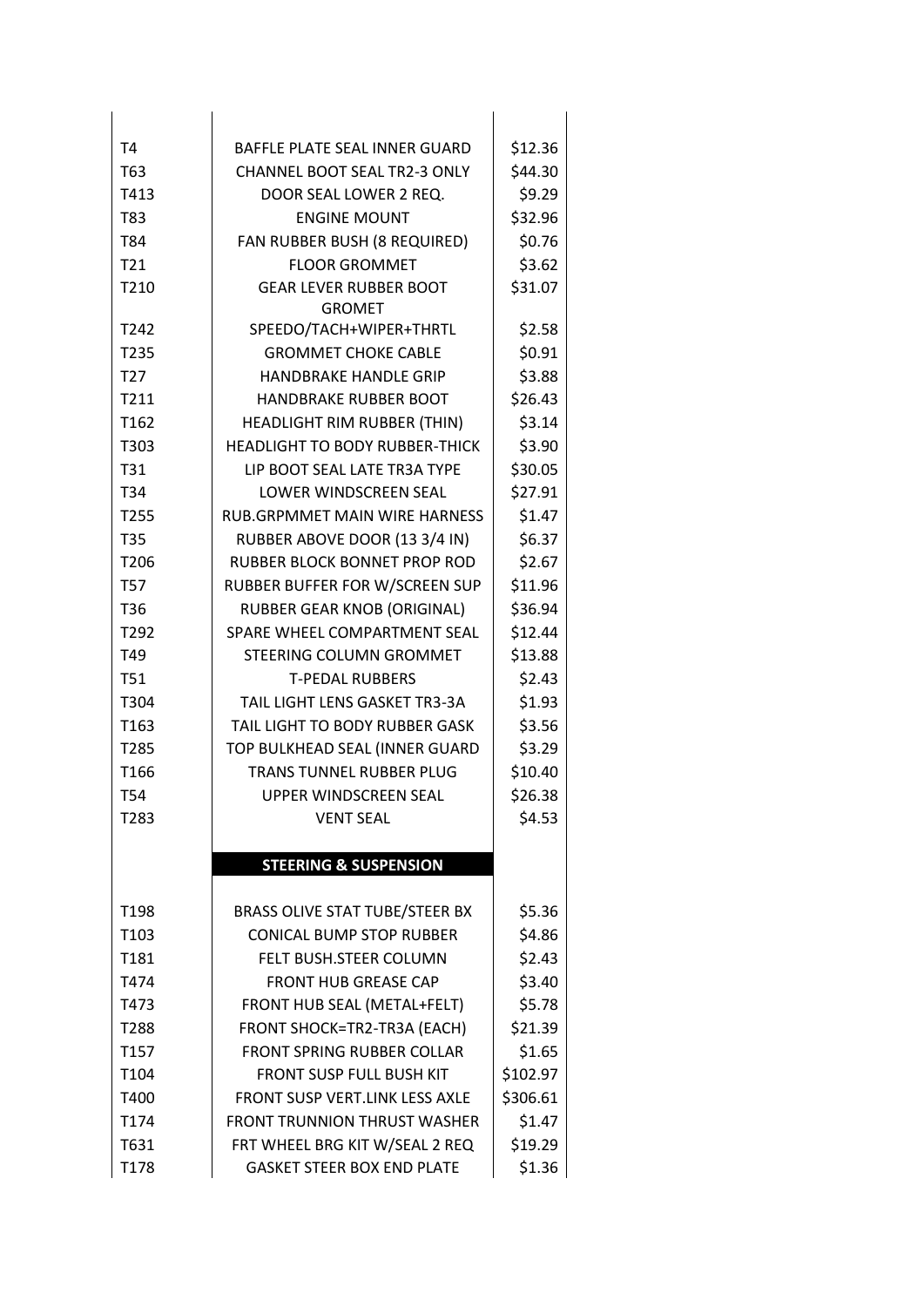| | | |
|---|---|---|
| T4 | BAFFLE PLATE SEAL INNER GUARD | $12.36 |
| T63 | CHANNEL BOOT SEAL TR2-3 ONLY | $44.30 |
| T413 | DOOR SEAL LOWER 2 REQ. | $9.29 |
| T83 | ENGINE MOUNT | $32.96 |
| T84 | FAN RUBBER BUSH (8 REQUIRED) | $0.76 |
| T21 | FLOOR GROMMET | $3.62 |
| T210 | GEAR LEVER RUBBER BOOT | $31.07 |
| | GROMET | |
| T242 | SPEEDO/TACH+WIPER+THRTL | $2.58 |
| T235 | GROMMET CHOKE CABLE | $0.91 |
| T27 | HANDBRAKE HANDLE GRIP | $3.88 |
| T211 | HANDBRAKE RUBBER BOOT | $26.43 |
| T162 | HEADLIGHT RIM RUBBER (THIN) | $3.14 |
| T303 | HEADLIGHT TO BODY RUBBER-THICK | $3.90 |
| T31 | LIP BOOT SEAL LATE TR3A TYPE | $30.05 |
| T34 | LOWER WINDSCREEN SEAL | $27.91 |
| T255 | RUB.GRPMMET MAIN WIRE HARNESS | $1.47 |
| T35 | RUBBER ABOVE DOOR (13 3/4 IN) | $6.37 |
| T206 | RUBBER BLOCK BONNET PROP ROD | $2.67 |
| T57 | RUBBER BUFFER FOR W/SCREEN SUP | $11.96 |
| T36 | RUBBER GEAR KNOB (ORIGINAL) | $36.94 |
| T292 | SPARE WHEEL COMPARTMENT SEAL | $12.44 |
| T49 | STEERING COLUMN GROMMET | $13.88 |
| T51 | T-PEDAL RUBBERS | $2.43 |
| T304 | TAIL LIGHT LENS GASKET TR3-3A | $1.93 |
| T163 | TAIL LIGHT TO BODY RUBBER GASK | $3.56 |
| T285 | TOP BULKHEAD SEAL (INNER GUARD | $3.29 |
| T166 | TRANS TUNNEL RUBBER PLUG | $10.40 |
| T54 | UPPER WINDSCREEN SEAL | $26.38 |
| T283 | VENT SEAL | $4.53 |
| | **STEERING & SUSPENSION** | |
| T198 | BRASS OLIVE STAT TUBE/STEER BX | $5.36 |
| T103 | CONICAL BUMP STOP RUBBER | $4.86 |
| T181 | FELT BUSH.STEER COLUMN | $2.43 |
| T474 | FRONT HUB GREASE CAP | $3.40 |
| T473 | FRONT HUB SEAL (METAL+FELT) | $5.78 |
| T288 | FRONT SHOCK=TR2-TR3A (EACH) | $21.39 |
| T157 | FRONT SPRING RUBBER COLLAR | $1.65 |
| T104 | FRONT SUSP FULL BUSH KIT | $102.97 |
| T400 | FRONT SUSP VERT.LINK LESS AXLE | $306.61 |
| T174 | FRONT TRUNNION THRUST WASHER | $1.47 |
| T631 | FRT WHEEL BRG KIT W/SEAL 2 REQ | $19.29 |
| T178 | GASKET STEER BOX END PLATE | $1.36 |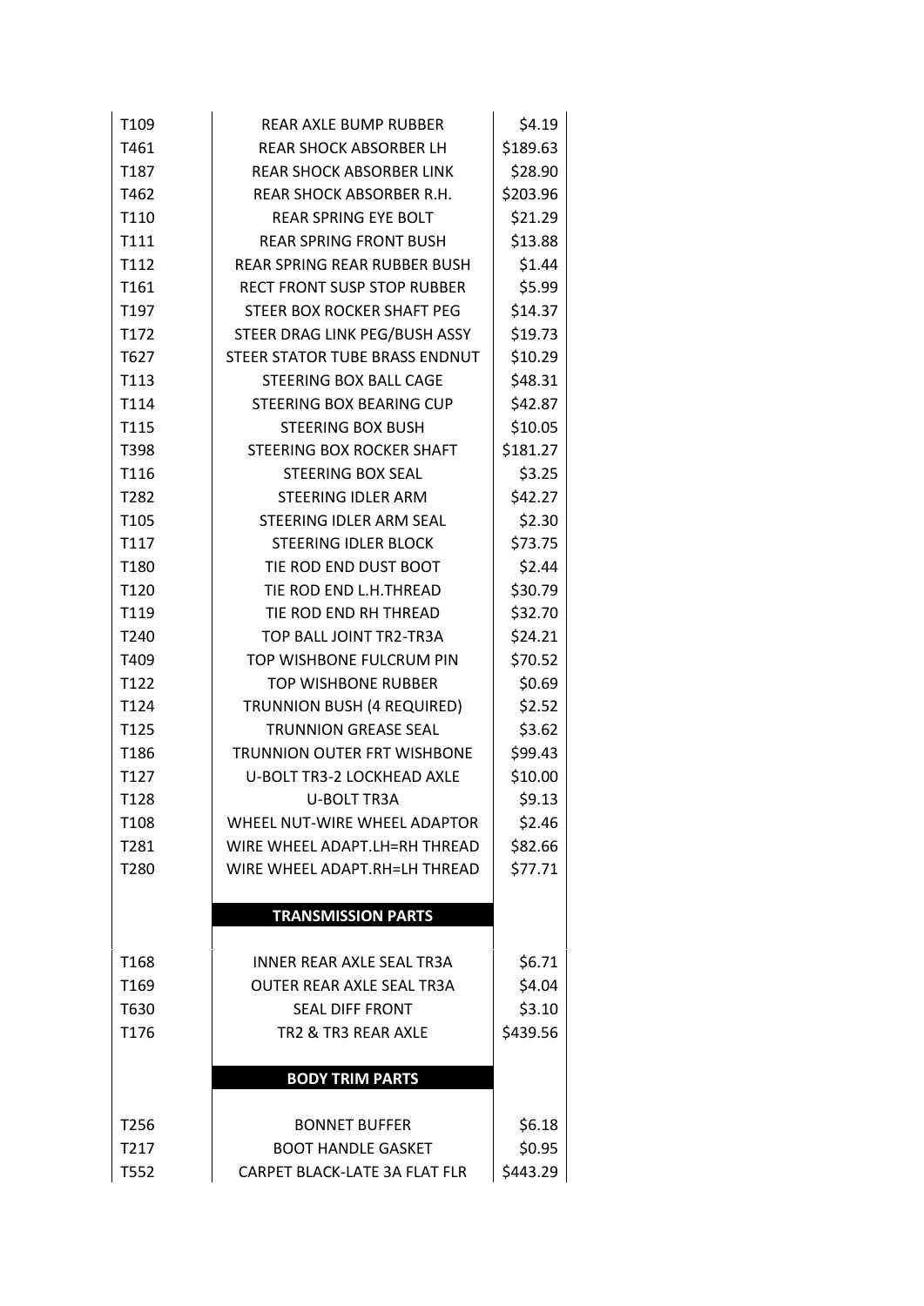| | | |
|---|---|---|
| T109 | REAR AXLE BUMP RUBBER | $4.19 |
| T461 | REAR SHOCK ABSORBER LH | $189.63 |
| T187 | REAR SHOCK ABSORBER LINK | $28.90 |
| T462 | REAR SHOCK ABSORBER R.H. | $203.96 |
| T110 | REAR SPRING EYE BOLT | $21.29 |
| T111 | REAR SPRING FRONT BUSH | $13.88 |
| T112 | REAR SPRING REAR RUBBER BUSH | $1.44 |
| T161 | RECT FRONT SUSP STOP RUBBER | $5.99 |
| T197 | STEER BOX ROCKER SHAFT PEG | $14.37 |
| T172 | STEER DRAG LINK PEG/BUSH ASSY | $19.73 |
| T627 | STEER STATOR TUBE BRASS ENDNUT | $10.29 |
| T113 | STEERING BOX BALL CAGE | $48.31 |
| T114 | STEERING BOX BEARING CUP | $42.87 |
| T115 | STEERING BOX BUSH | $10.05 |
| T398 | STEERING BOX ROCKER SHAFT | $181.27 |
| T116 | STEERING BOX SEAL | $3.25 |
| T282 | STEERING IDLER ARM | $42.27 |
| T105 | STEERING IDLER ARM SEAL | $2.30 |
| T117 | STEERING IDLER BLOCK | $73.75 |
| T180 | TIE ROD END DUST BOOT | $2.44 |
| T120 | TIE ROD END L.H.THREAD | $30.79 |
| T119 | TIE ROD END RH THREAD | $32.70 |
| T240 | TOP BALL JOINT TR2-TR3A | $24.21 |
| T409 | TOP WISHBONE FULCRUM PIN | $70.52 |
| T122 | TOP WISHBONE RUBBER | $0.69 |
| T124 | TRUNNION BUSH (4 REQUIRED) | $2.52 |
| T125 | TRUNNION GREASE SEAL | $3.62 |
| T186 | TRUNNION OUTER FRT WISHBONE | $99.43 |
| T127 | U-BOLT TR3-2 LOCKHEAD AXLE | $10.00 |
| T128 | U-BOLT TR3A | $9.13 |
| T108 | WHEEL NUT-WIRE WHEEL ADAPTOR | $2.46 |
| T281 | WIRE WHEEL ADAPT.LH=RH THREAD | $82.66 |
| T280 | WIRE WHEEL ADAPT.RH=LH THREAD | $77.71 |
| | **TRANSMISSION PARTS** | |
| T168 | INNER REAR AXLE SEAL TR3A | $6.71 |
| T169 | OUTER REAR AXLE SEAL TR3A | $4.04 |
| T630 | SEAL DIFF FRONT | $3.10 |
| T176 | TR2 & TR3 REAR AXLE | $439.56 |
| | **BODY TRIM PARTS** | |
| T256 | BONNET BUFFER | $6.18 |
| T217 | BOOT HANDLE GASKET | $0.95 |
| T552 | CARPET BLACK-LATE 3A FLAT FLR | $443.29 |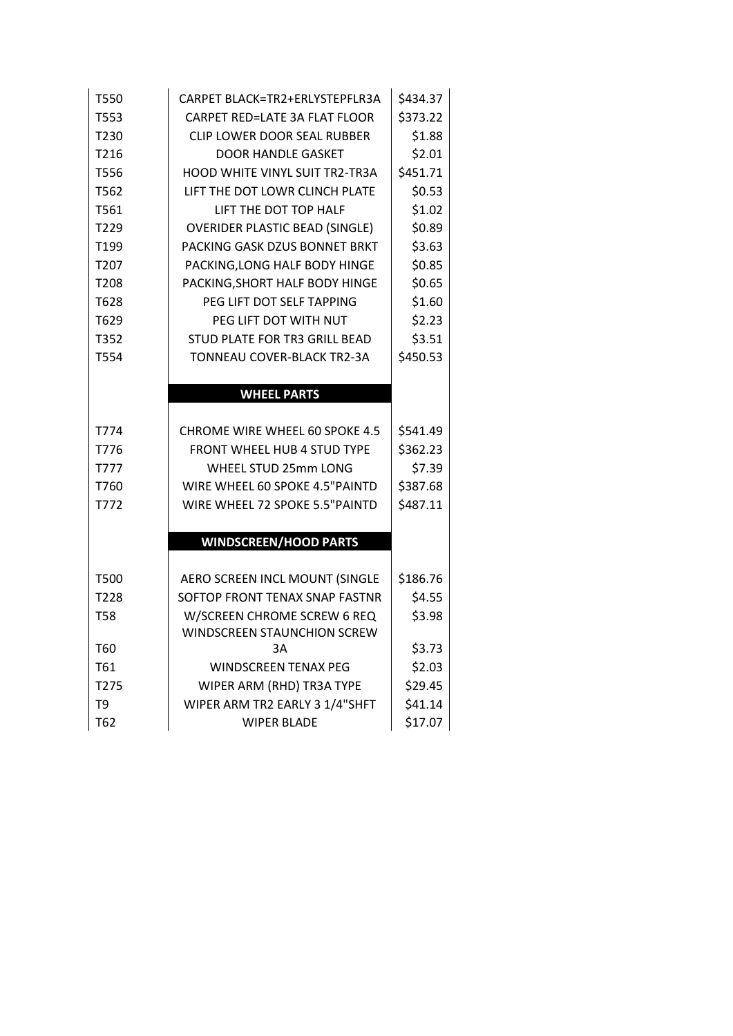| | | |
|---|---|---|
| T550 | CARPET BLACK=TR2+ERLYSTEPFLR3A | $434.37 |
| T553 | CARPET RED=LATE 3A FLAT FLOOR | $373.22 |
| T230 | CLIP LOWER DOOR SEAL RUBBER | $1.88 |
| T216 | DOOR HANDLE GASKET | $2.01 |
| T556 | HOOD WHITE VINYL SUIT TR2-TR3A | $451.71 |
| T562 | LIFT THE DOT LOWR CLINCH PLATE | $0.53 |
| T561 | LIFT THE DOT TOP HALF | $1.02 |
| T229 | OVERIDER PLASTIC BEAD (SINGLE) | $0.89 |
| T199 | PACKING GASK DZUS BONNET BRKT | $3.63 |
| T207 | PACKING,LONG HALF BODY HINGE | $0.85 |
| T208 | PACKING,SHORT HALF BODY HINGE | $0.65 |
| T628 | PEG LIFT DOT SELF TAPPING | $1.60 |
| T629 | PEG LIFT DOT WITH NUT | $2.23 |
| T352 | STUD PLATE FOR TR3 GRILL BEAD | $3.51 |
| T554 | TONNEAU COVER-BLACK TR2-3A | $450.53 |
| | **WHEEL PARTS** | |
| T774 | CHROME WIRE WHEEL 60 SPOKE 4.5 | $541.49 |
| T776 | FRONT WHEEL HUB 4 STUD TYPE | $362.23 |
| T777 | WHEEL STUD 25mm LONG | $7.39 |
| T760 | WIRE WHEEL 60 SPOKE 4.5"PAINTD | $387.68 |
| T772 | WIRE WHEEL 72 SPOKE 5.5"PAINTD | $487.11 |
| | **WINDSCREEN/HOOD PARTS** | |
| T500 | AERO SCREEN INCL MOUNT (SINGLE | $186.76 |
| T228 | SOFTOP FRONT TENAX SNAP FASTNR | $4.55 |
| T58 | W/SCREEN CHROME SCREW 6 REQ | $3.98 |
| T60 | WINDSCREEN STAUNCHION SCREW 3A | $3.73 |
| T61 | WINDSCREEN TENAX PEG | $2.03 |
| T275 | WIPER ARM (RHD) TR3A TYPE | $29.45 |
| T9 | WIPER ARM TR2 EARLY 3 1/4"SHFT | $41.14 |
| T62 | WIPER BLADE | $17.07 |